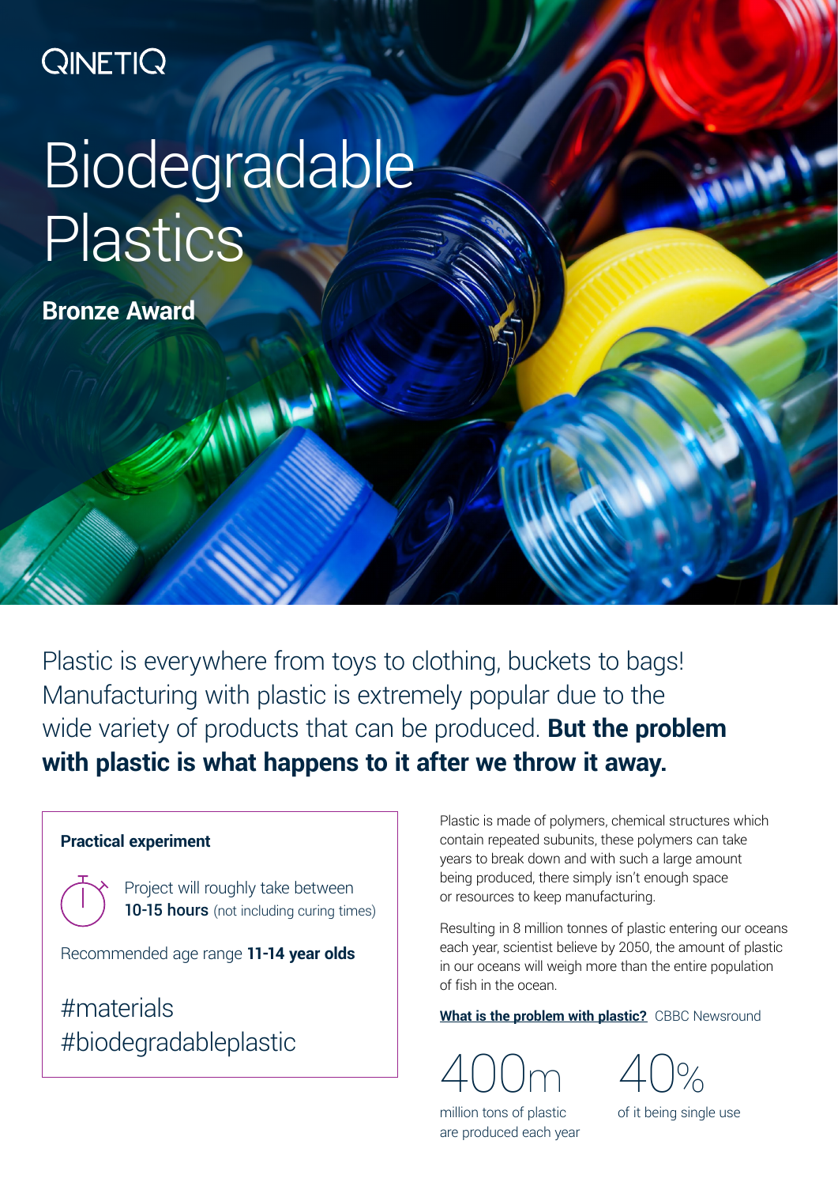QINETIQ

# Biodegradable Plastics

**Bronze Award**

Plastic is everywhere from toys to clothing, buckets to bags! Manufacturing with plastic is extremely popular due to the wide variety of products that can be produced. **But the problem with plastic is what happens to it after we throw it away.**

**Practical experiment**

Project will roughly take between **10-15 hours** (not including curing times)

Recommended age range **11-14 year olds**

#materials
#biodegradableplastic

Plastic is made of polymers, chemical structures which contain repeated subunits, these polymers can take years to break down and with such a large amount being produced, there simply isn't enough space or resources to keep manufacturing.

Resulting in 8 million tonnes of plastic entering our oceans each year, scientist believe by 2050, the amount of plastic in our oceans will weigh more than the entire population of fish in the ocean.

**What is the problem with plastic?** CBBC Newsround

400m
million tons of plastic are produced each year

40%
of it being single use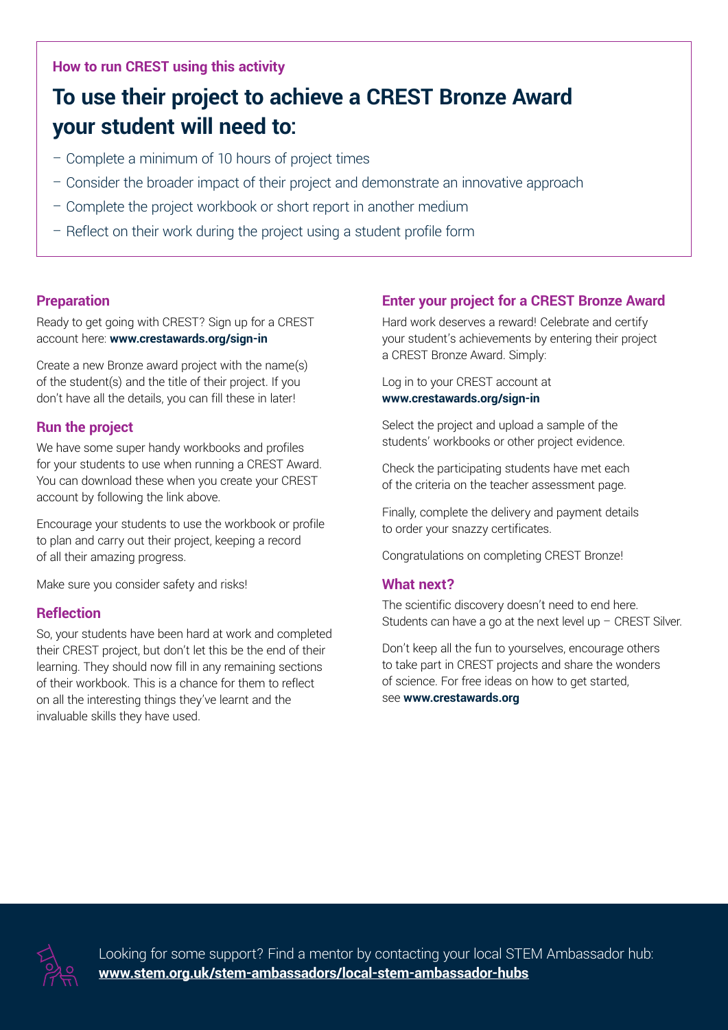**How to run CREST using this activity**

## To use their project to achieve a CREST Bronze Award your student will need to:

- Complete a minimum of 10 hours of project times
- Consider the broader impact of their project and demonstrate an innovative approach
- Complete the project workbook or short report in another medium
- Reflect on their work during the project using a student profile form

### Preparation

Ready to get going with CREST? Sign up for a CREST account here: **www.crestawards.org/sign-in**

Create a new Bronze award project with the name(s) of the student(s) and the title of their project. If you don't have all the details, you can fill these in later!

### Run the project

We have some super handy workbooks and profiles for your students to use when running a CREST Award. You can download these when you create your CREST account by following the link above.

Encourage your students to use the workbook or profile to plan and carry out their project, keeping a record of all their amazing progress.

Make sure you consider safety and risks!

### Reflection

So, your students have been hard at work and completed their CREST project, but don't let this be the end of their learning. They should now fill in any remaining sections of their workbook. This is a chance for them to reflect on all the interesting things they've learnt and the invaluable skills they have used.

### Enter your project for a CREST Bronze Award

Hard work deserves a reward! Celebrate and certify your student's achievements by entering their project a CREST Bronze Award. Simply:

Log in to your CREST account at **www.crestawards.org/sign-in**

Select the project and upload a sample of the students' workbooks or other project evidence.

Check the participating students have met each of the criteria on the teacher assessment page.

Finally, complete the delivery and payment details to order your snazzy certificates.

Congratulations on completing CREST Bronze!

### What next?

The scientific discovery doesn't need to end here. Students can have a go at the next level up – CREST Silver.

Don't keep all the fun to yourselves, encourage others to take part in CREST projects and share the wonders of science. For free ideas on how to get started, see **www.crestawards.org**

Looking for some support? Find a mentor by contacting your local STEM Ambassador hub: **www.stem.org.uk/stem-ambassadors/local-stem-ambassador-hubs**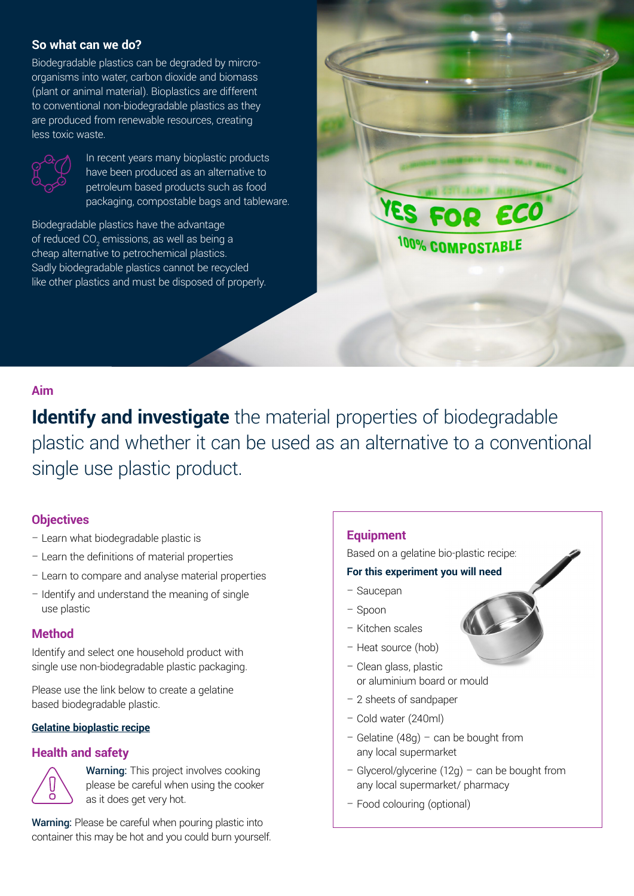## So what can we do?

Biodegradable plastics can be degraded by mircro-organisms into water, carbon dioxide and biomass (plant or animal material). Bioplastics are different to conventional non-biodegradable plastics as they are produced from renewable resources, creating less toxic waste.

In recent years many bioplastic products have been produced as an alternative to petroleum based products such as food packaging, compostable bags and tableware.

Biodegradable plastics have the advantage of reduced $CO_2$ emissions, as well as being a cheap alternative to petrochemical plastics. Sadly biodegradable plastics cannot be recycled like other plastics and must be disposed of properly.

## Aim

**Identify and investigate** the material properties of biodegradable plastic and whether it can be used as an alternative to a conventional single use plastic product.

## Objectives

- Learn what biodegradable plastic is
- Learn the definitions of material properties
- Learn to compare and analyse material properties
- Identify and understand the meaning of single use plastic

## Method

Identify and select one household product with single use non-biodegradable plastic packaging.

Please use the link below to create a gelatine based biodegradable plastic.

**Gelatine bioplastic recipe**

## Health and safety

**Warning:** This project involves cooking please be careful when using the cooker as it does get very hot.

**Warning:** Please be careful when pouring plastic into container this may be hot and you could burn yourself.

## Equipment

Based on a gelatine bio-plastic recipe:

**For this experiment you will need**

- Saucepan
- Spoon
- Kitchen scales
- Heat source (hob)
- Clean glass, plastic or aluminium board or mould
- 2 sheets of sandpaper
- Cold water (240ml)
- Gelatine (48g) – can be bought from any local supermarket
- Glycerol/glycerine (12g) – can be bought from any local supermarket/ pharmacy
- Food colouring (optional)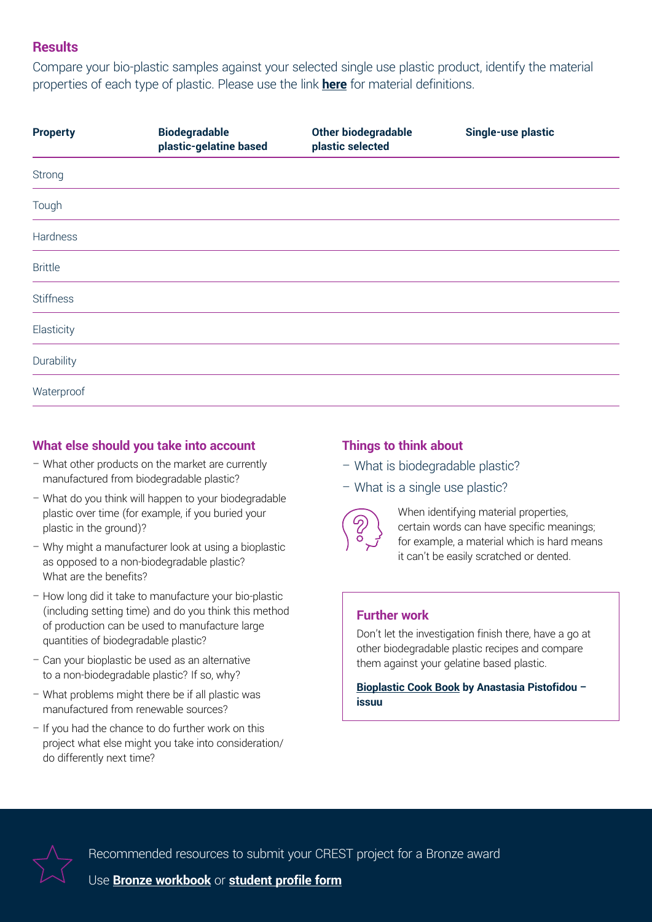## Results

Compare your bio-plastic samples against your selected single use plastic product, identify the material properties of each type of plastic. Please use the link **here** for material definitions.

| Property | Biodegradable plastic-gelatine based | Other biodegradable plastic selected | Single-use plastic |
|---|---|---|---|
| Strong | | | |
| Tough | | | |
| Hardness | | | |
| Brittle | | | |
| Stiffness | | | |
| Elasticity | | | |
| Durability | | | |
| Waterproof | | | |

### What else should you take into account

- What other products on the market are currently manufactured from biodegradable plastic?
- What do you think will happen to your biodegradable plastic over time (for example, if you buried your plastic in the ground)?
- Why might a manufacturer look at using a bioplastic as opposed to a non-biodegradable plastic? What are the benefits?
- How long did it take to manufacture your bio-plastic (including setting time) and do you think this method of production can be used to manufacture large quantities of biodegradable plastic?
- Can your bioplastic be used as an alternative to a non-biodegradable plastic? If so, why?
- What problems might there be if all plastic was manufactured from renewable sources?
- If you had the chance to do further work on this project what else might you take into consideration/ do differently next time?

### Things to think about

- What is biodegradable plastic?
- What is a single use plastic?

When identifying material properties, certain words can have specific meanings; for example, a material which is hard means it can't be easily scratched or dented.

### Further work

Don't let the investigation finish there, have a go at other biodegradable plastic recipes and compare them against your gelatine based plastic.

**Bioplastic Cook Book by Anastasia Pistofidou – issuu**

Recommended resources to submit your CREST project for a Bronze award

Use **Bronze workbook** or **student profile form**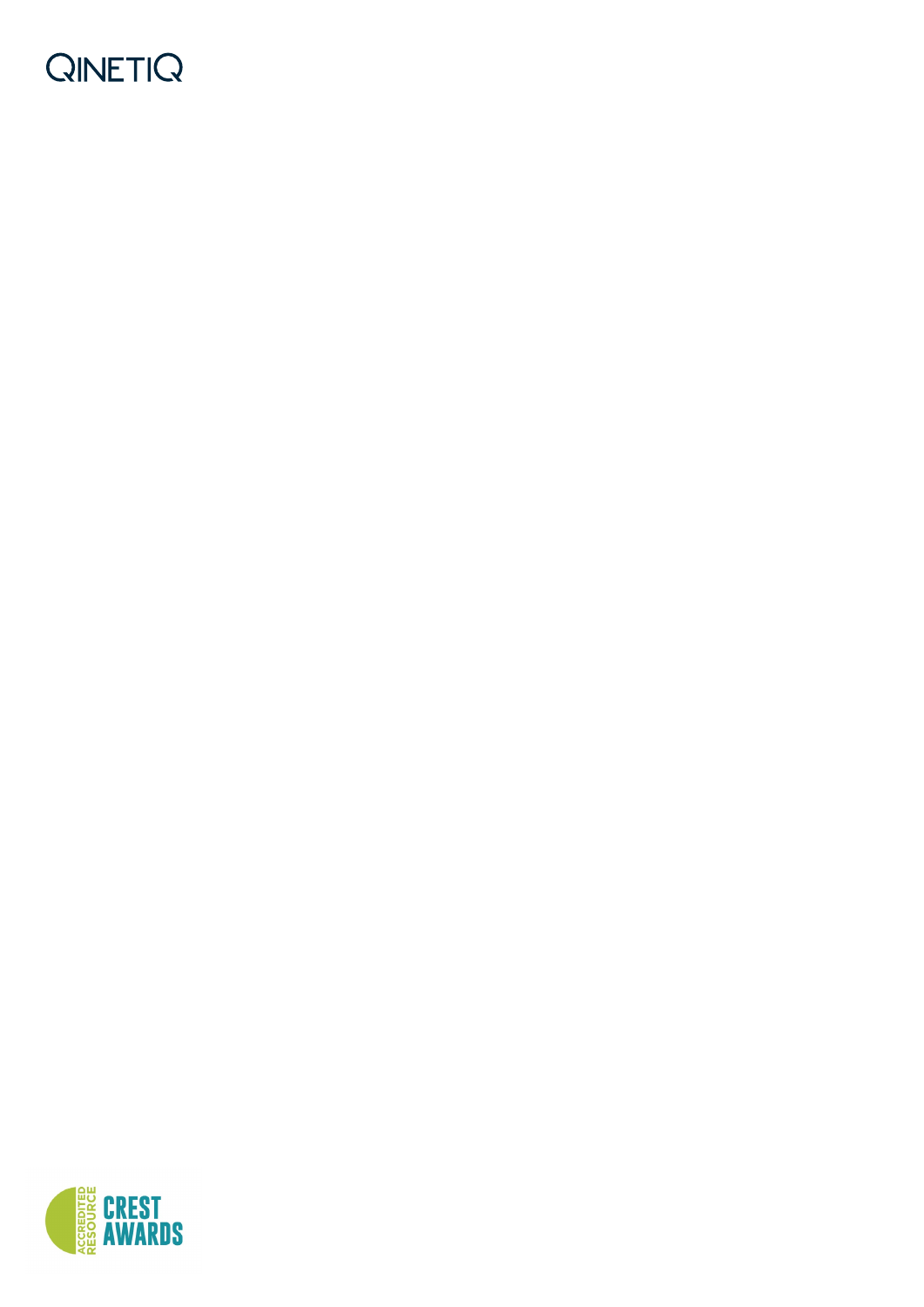QINETIQ

ACCREDITED RESOURCE CREST AWARDS